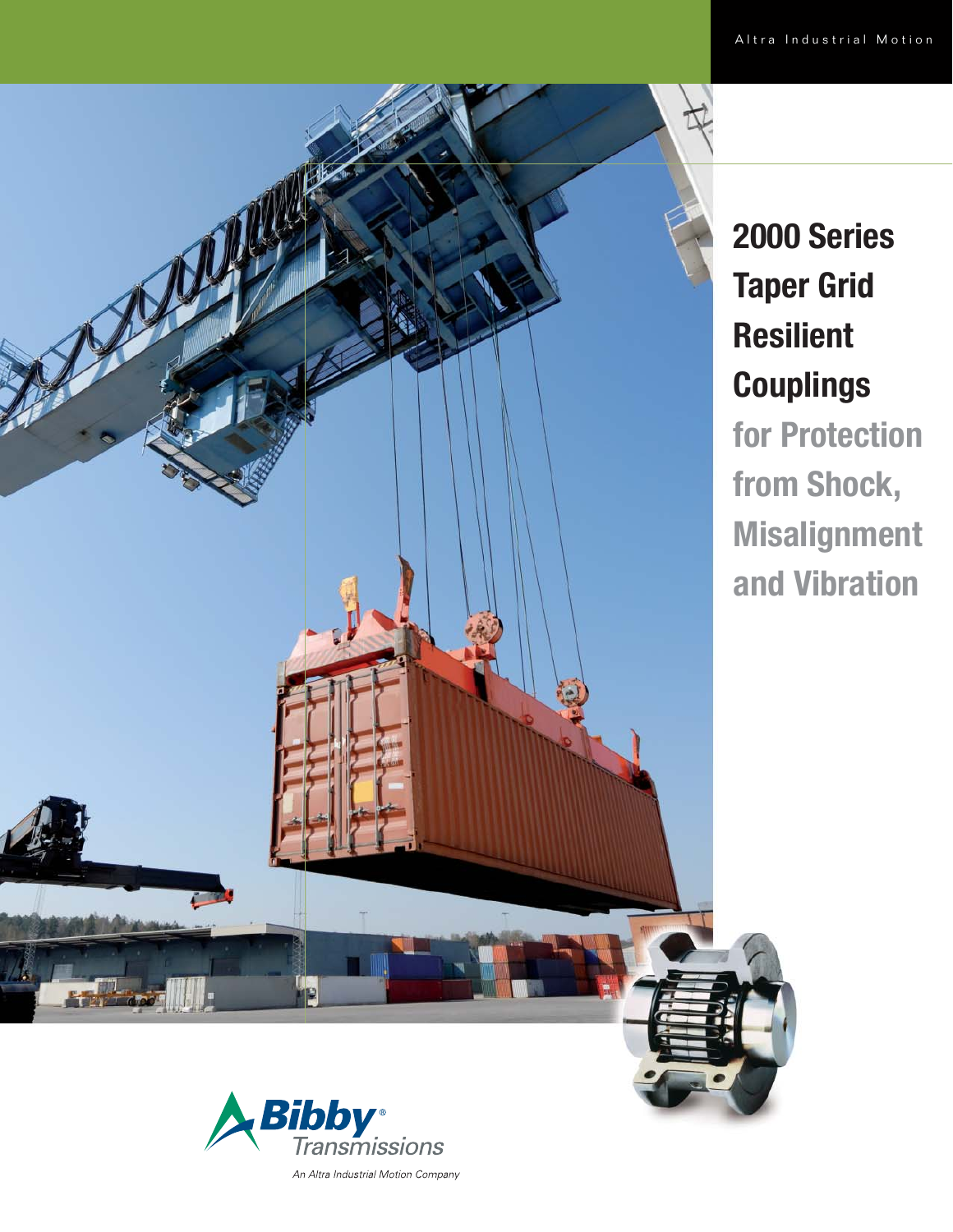Altra Industrial Motion

# 2000 Series Taper Grid Resilient Couplings

## for Protection from Shock, Misalignment and Vibration

Bibby® Transmissions

*An Altra Industrial Motion Company*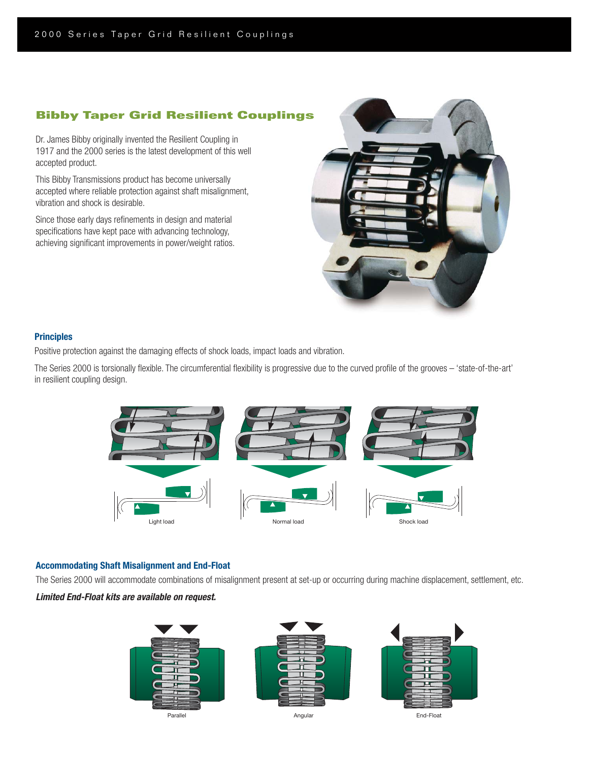## Bibby Taper Grid Resilient Couplings

Dr. James Bibby originally invented the Resilient Coupling in 1917 and the 2000 series is the latest development of this well accepted product.

This Bibby Transmissions product has become universally accepted where reliable protection against shaft misalignment, vibration and shock is desirable.

Since those early days refinements in design and material specifications have kept pace with advancing technology, achieving significant improvements in power/weight ratios.

### Principles

Positive protection against the damaging effects of shock loads, impact loads and vibration.

The Series 2000 is torsionally flexible. The circumferential flexibility is progressive due to the curved profile of the grooves – 'state-of-the-art' in resilient coupling design.

Light load

Normal load

Shock load

### Accommodating Shaft Misalignment and End-Float

The Series 2000 will accommodate combinations of misalignment present at set-up or occurring during machine displacement, settlement, etc.

***Limited End-Float kits are available on request.***

Parallel

Angular

End-Float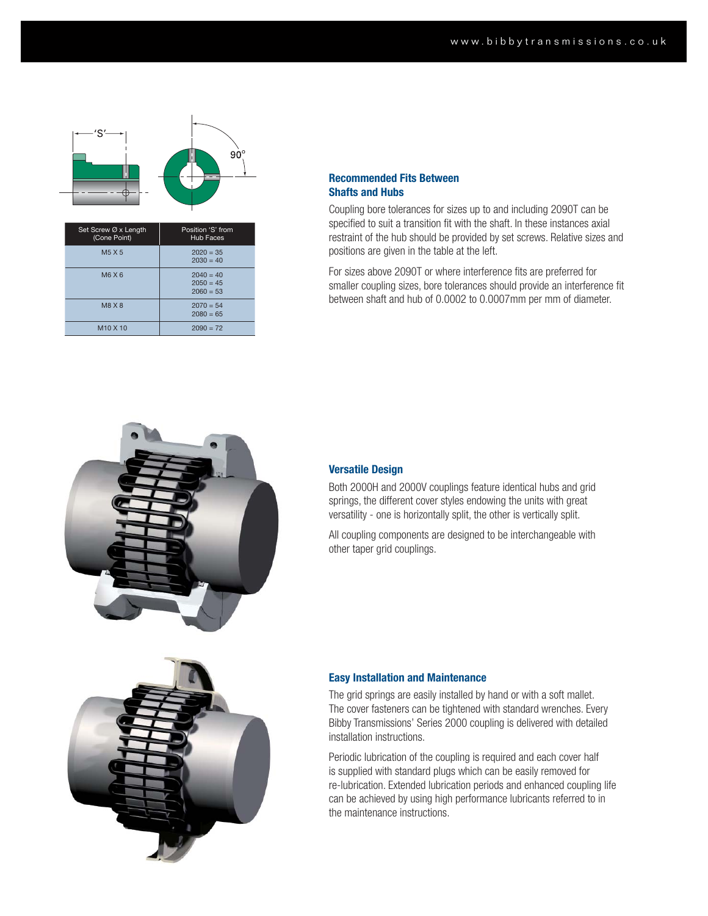| Set Screw Ø x Length (Cone Point) | Position 'S' from Hub Faces |
| --- | --- |
| M5 X 5 | 2020 = 35<br>2030 = 40 |
| M6 X 6 | 2040 = 40<br>2050 = 45<br>2060 = 53 |
| M8 X 8 | 2070 = 54<br>2080 = 65 |
| M10 X 10 | 2090 = 72 |

### Recommended Fits Between Shafts and Hubs

Coupling bore tolerances for sizes up to and including 2090T can be specified to suit a transition fit with the shaft. In these instances axial restraint of the hub should be provided by set screws. Relative sizes and positions are given in the table at the left.

For sizes above 2090T or where interference fits are preferred for smaller coupling sizes, bore tolerances should provide an interference fit between shaft and hub of 0.0002 to 0.0007mm per mm of diameter.

### Versatile Design

Both 2000H and 2000V couplings feature identical hubs and grid springs, the different cover styles endowing the units with great versatility - one is horizontally split, the other is vertically split.

All coupling components are designed to be interchangeable with other taper grid couplings.

### Easy Installation and Maintenance

The grid springs are easily installed by hand or with a soft mallet. The cover fasteners can be tightened with standard wrenches. Every Bibby Transmissions' Series 2000 coupling is delivered with detailed installation instructions.

Periodic lubrication of the coupling is required and each cover half is supplied with standard plugs which can be easily removed for re-lubrication. Extended lubrication periods and enhanced coupling life can be achieved by using high performance lubricants referred to in the maintenance instructions.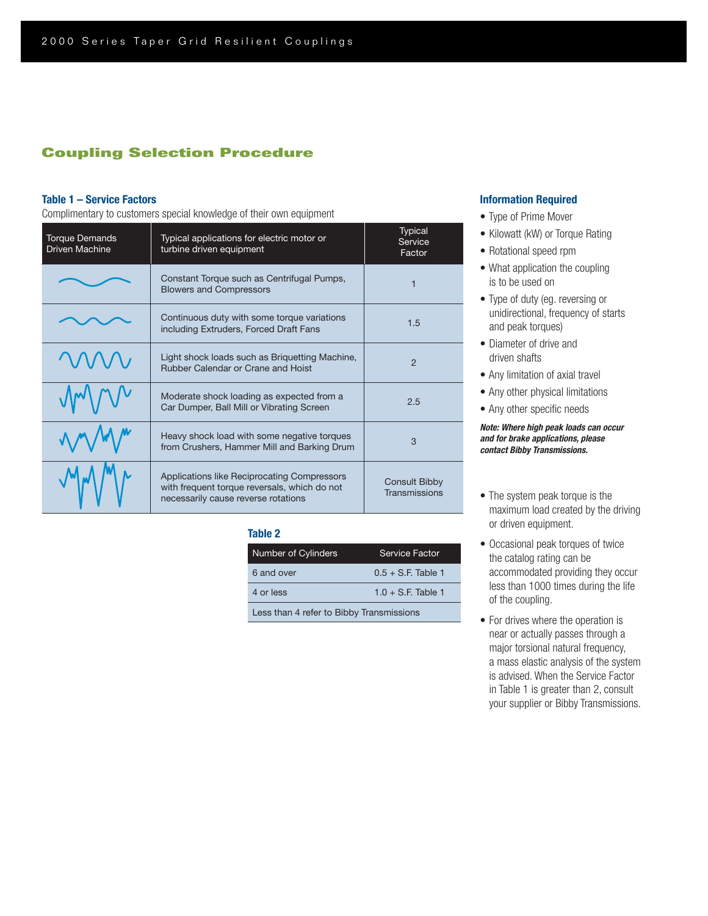## Coupling Selection Procedure

### Table 1 – Service Factors

Complimentary to customers special knowledge of their own equipment

| Torque Demands Driven Machine | Typical applications for electric motor or turbine driven equipment | Typical Service Factor |
|---|---|---|
| | Constant Torque such as Centrifugal Pumps, Blowers and Compressors | 1 |
| | Continuous duty with some torque variations including Extruders, Forced Draft Fans | 1.5 |
| | Light shock loads such as Briquetting Machine, Rubber Calendar or Crane and Hoist | 2 |
| | Moderate shock loading as expected from a Car Dumper, Ball Mill or Vibrating Screen | 2.5 |
| | Heavy shock load with some negative torques from Crushers, Hammer Mill and Barking Drum | 3 |
| | Applications like Reciprocating Compressors with frequent torque reversals, which do not necessarily cause reverse rotations | Consult Bibby Transmissions |

### Table 2

| Number of Cylinders | Service Factor |
|---|---|
| 6 and over | 0.5 + S.F. Table 1 |
| 4 or less | 1.0 + S.F. Table 1 |
| Less than 4 refer to Bibby Transmissions | |

### Information Required

- Type of Prime Mover
- Kilowatt (kW) or Torque Rating
- Rotational speed rpm
- What application the coupling is to be used on
- Type of duty (eg. reversing or unidirectional, frequency of starts and peak torques)
- Diameter of drive and driven shafts
- Any limitation of axial travel
- Any other physical limitations
- Any other specific needs

***Note: Where high peak loads can occur and for brake applications, please contact Bibby Transmissions.***

- The system peak torque is the maximum load created by the driving or driven equipment.
- Occasional peak torques of twice the catalog rating can be accommodated providing they occur less than 1000 times during the life of the coupling.
- For drives where the operation is near or actually passes through a major torsional natural frequency, a mass elastic analysis of the system is advised. When the Service Factor in Table 1 is greater than 2, consult your supplier or Bibby Transmissions.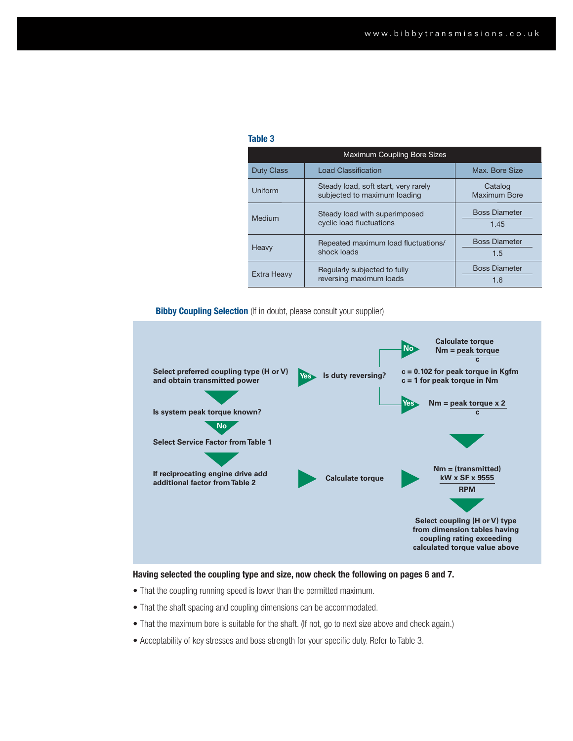**Table 3**

| Maximum Coupling Bore Sizes | | |
|---|---|---|
| Duty Class | Load Classification | Max. Bore Size |
| Uniform | Steady load, soft start, very rarely subjected to maximum loading | Catalog Maximum Bore |
| Medium | Steady load with superimposed cyclic load fluctuations | $\frac{\text{Boss Diameter}}{1.45}$ |
| Heavy | Repeated maximum load fluctuations/ shock loads | $\frac{\text{Boss Diameter}}{1.5}$ |
| Extra Heavy | Regularly subjected to fully reversing maximum loads | $\frac{\text{Boss Diameter}}{1.6}$ |

## Bibby Coupling Selection (If in doubt, please consult your supplier)

**Select preferred coupling type (H or V) and obtain transmitted power**

**Is system peak torque known?**

- **Yes** → **Is duty reversing?**
  - **No** → **Calculate torque** $\text{Nm} = \frac{\text{peak torque}}{c}$
    - **c = 0.102 for peak torque in Kgfm**
    - **c = 1 for peak torque in Nm**
  - **Yes** → $\text{Nm} = \frac{\text{peak torque} \times 2}{c}$
- **No** → **Select Service Factor from Table 1**
  - **If reciprocating engine drive add additional factor from Table 2**
  - → **Calculate torque** → $\text{Nm} = \frac{(\text{transmitted})\ \text{kW} \times \text{SF} \times 9555}{\text{RPM}}$

**Select coupling (H or V) type from dimension tables having coupling rating exceeding calculated torque value above**

**Having selected the coupling type and size, now check the following on pages 6 and 7.**

- That the coupling running speed is lower than the permitted maximum.
- That the shaft spacing and coupling dimensions can be accommodated.
- That the maximum bore is suitable for the shaft. (If not, go to next size above and check again.)
- Acceptability of key stresses and boss strength for your specific duty. Refer to Table 3.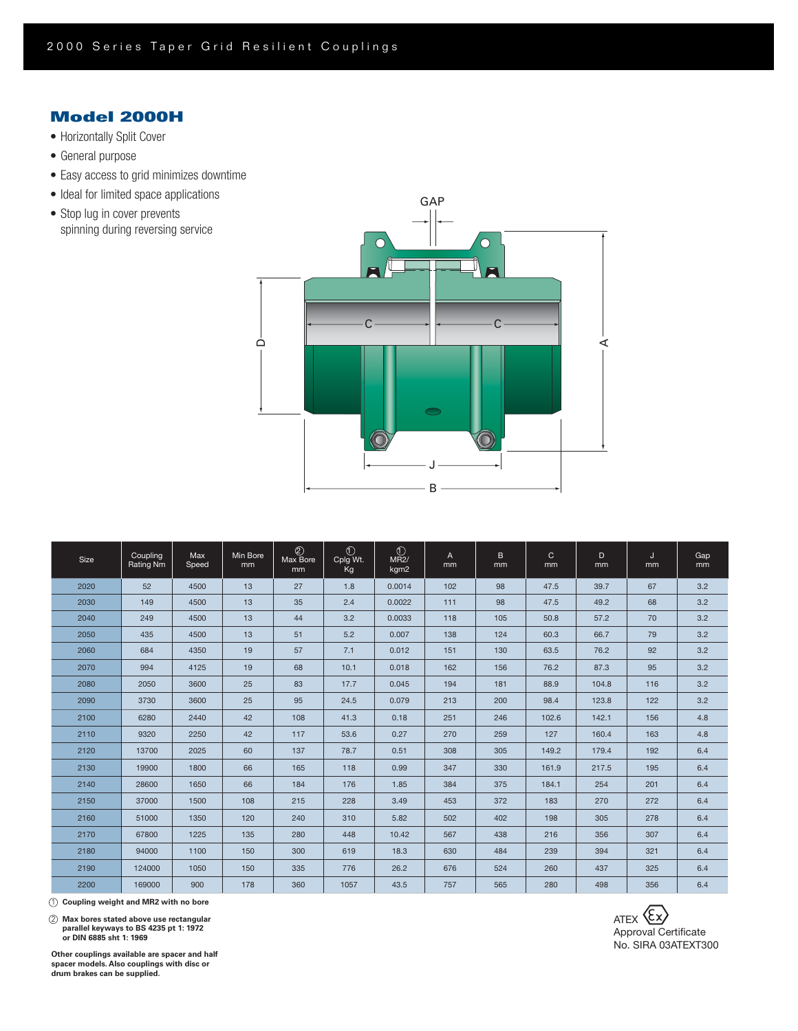## Model 2000H

- Horizontally Split Cover
- General purpose
- Easy access to grid minimizes downtime
- Ideal for limited space applications
- Stop lug in cover prevents spinning during reversing service

| Size | Coupling Rating Nm | Max Speed | Min Bore mm | ② Max Bore mm | ① Cplg Wt. Kg | ① MR2/ kgm2 | A mm | B mm | C mm | D mm | J mm | Gap mm |
|---|---|---|---|---|---|---|---|---|---|---|---|---|
| 2020 | 52 | 4500 | 13 | 27 | 1.8 | 0.0014 | 102 | 98 | 47.5 | 39.7 | 67 | 3.2 |
| 2030 | 149 | 4500 | 13 | 35 | 2.4 | 0.0022 | 111 | 98 | 47.5 | 49.2 | 68 | 3.2 |
| 2040 | 249 | 4500 | 13 | 44 | 3.2 | 0.0033 | 118 | 105 | 50.8 | 57.2 | 70 | 3.2 |
| 2050 | 435 | 4500 | 13 | 51 | 5.2 | 0.007 | 138 | 124 | 60.3 | 66.7 | 79 | 3.2 |
| 2060 | 684 | 4350 | 19 | 57 | 7.1 | 0.012 | 151 | 130 | 63.5 | 76.2 | 92 | 3.2 |
| 2070 | 994 | 4125 | 19 | 68 | 10.1 | 0.018 | 162 | 156 | 76.2 | 87.3 | 95 | 3.2 |
| 2080 | 2050 | 3600 | 25 | 83 | 17.7 | 0.045 | 194 | 181 | 88.9 | 104.8 | 116 | 3.2 |
| 2090 | 3730 | 3600 | 25 | 95 | 24.5 | 0.079 | 213 | 200 | 98.4 | 123.8 | 122 | 3.2 |
| 2100 | 6280 | 2440 | 42 | 108 | 41.3 | 0.18 | 251 | 246 | 102.6 | 142.1 | 156 | 4.8 |
| 2110 | 9320 | 2250 | 42 | 117 | 53.6 | 0.27 | 270 | 259 | 127 | 160.4 | 163 | 4.8 |
| 2120 | 13700 | 2025 | 60 | 137 | 78.7 | 0.51 | 308 | 305 | 149.2 | 179.4 | 192 | 6.4 |
| 2130 | 19900 | 1800 | 66 | 165 | 118 | 0.99 | 347 | 330 | 161.9 | 217.5 | 195 | 6.4 |
| 2140 | 28600 | 1650 | 66 | 184 | 176 | 1.85 | 384 | 375 | 184.1 | 254 | 201 | 6.4 |
| 2150 | 37000 | 1500 | 108 | 215 | 228 | 3.49 | 453 | 372 | 183 | 270 | 272 | 6.4 |
| 2160 | 51000 | 1350 | 120 | 240 | 310 | 5.82 | 502 | 402 | 198 | 305 | 278 | 6.4 |
| 2170 | 67800 | 1225 | 135 | 280 | 448 | 10.42 | 567 | 438 | 216 | 356 | 307 | 6.4 |
| 2180 | 94000 | 1100 | 150 | 300 | 619 | 18.3 | 630 | 484 | 239 | 394 | 321 | 6.4 |
| 2190 | 124000 | 1050 | 150 | 335 | 776 | 26.2 | 676 | 524 | 260 | 437 | 325 | 6.4 |
| 2200 | 169000 | 900 | 178 | 360 | 1057 | 43.5 | 757 | 565 | 280 | 498 | 356 | 6.4 |

① **Coupling weight and MR2 with no bore**

② **Max bores stated above use rectangular parallel keyways to BS 4235 pt 1: 1972 or DIN 6885 sht 1: 1969**

**Other couplings available are spacer and half spacer models. Also couplings with disc or drum brakes can be supplied.**

ATEX Approval Certificate No. SIRA 03ATEX300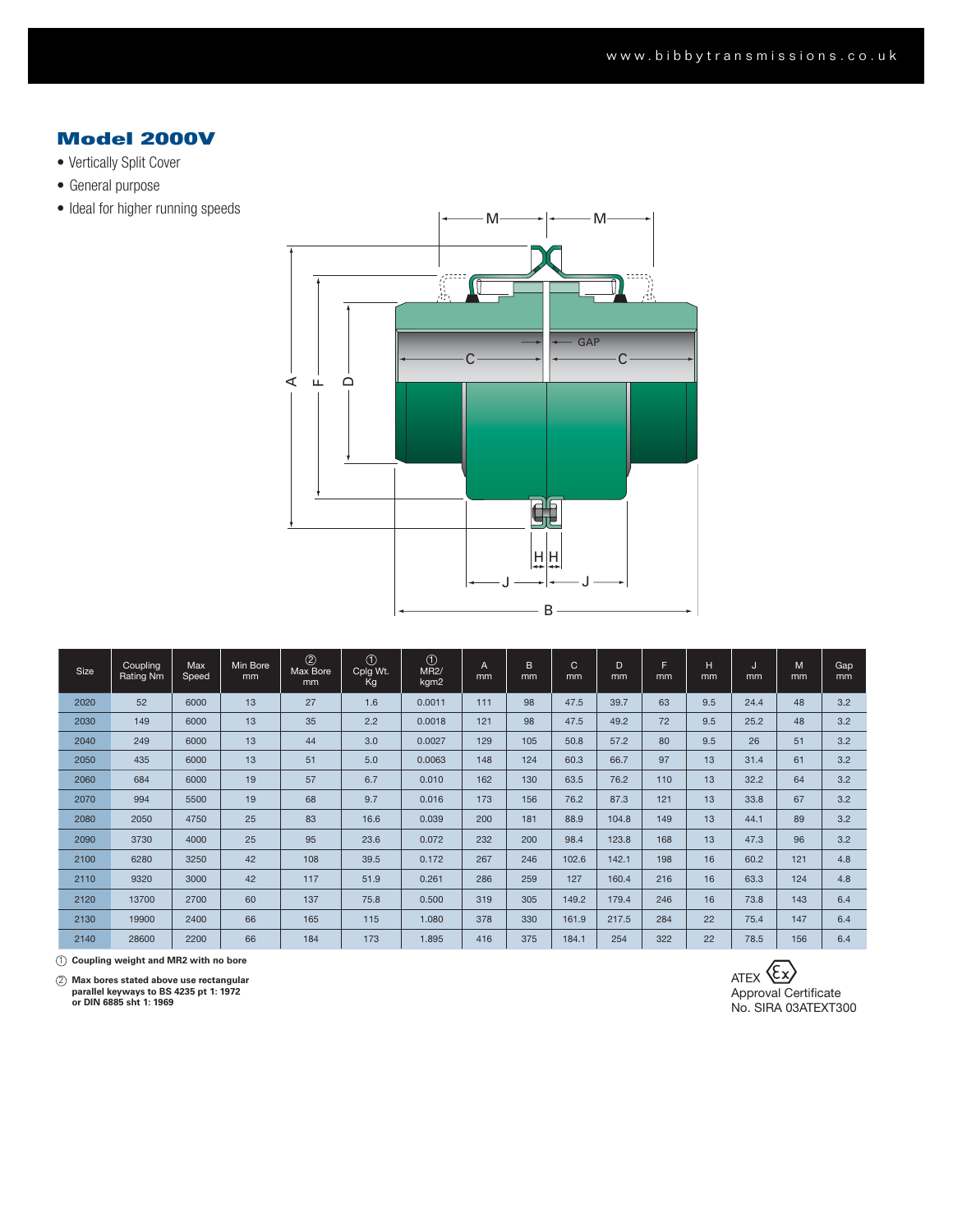## Model 2000V

- Vertically Split Cover
- General purpose
- Ideal for higher running speeds

| Size | Coupling Rating Nm | Max Speed | Min Bore mm | ② Max Bore mm | ① Cplg Wt. Kg | ① MR2/ kgm2 | A mm | B mm | C mm | D mm | F mm | H mm | J mm | M mm | Gap mm |
|---|---|---|---|---|---|---|---|---|---|---|---|---|---|---|---|
| 2020 | 52 | 6000 | 13 | 27 | 1.6 | 0.0011 | 111 | 98 | 47.5 | 39.7 | 63 | 9.5 | 24.4 | 48 | 3.2 |
| 2030 | 149 | 6000 | 13 | 35 | 2.2 | 0.0018 | 121 | 98 | 47.5 | 49.2 | 72 | 9.5 | 25.2 | 48 | 3.2 |
| 2040 | 249 | 6000 | 13 | 44 | 3.0 | 0.0027 | 129 | 105 | 50.8 | 57.2 | 80 | 9.5 | 26 | 51 | 3.2 |
| 2050 | 435 | 6000 | 13 | 51 | 5.0 | 0.0063 | 148 | 124 | 60.3 | 66.7 | 97 | 13 | 31.4 | 61 | 3.2 |
| 2060 | 684 | 6000 | 19 | 57 | 6.7 | 0.010 | 162 | 130 | 63.5 | 76.2 | 110 | 13 | 32.2 | 64 | 3.2 |
| 2070 | 994 | 5500 | 19 | 68 | 9.7 | 0.016 | 173 | 156 | 76.2 | 87.3 | 121 | 13 | 33.8 | 67 | 3.2 |
| 2080 | 2050 | 4750 | 25 | 83 | 16.6 | 0.039 | 200 | 181 | 88.9 | 104.8 | 149 | 13 | 44.1 | 89 | 3.2 |
| 2090 | 3730 | 4000 | 25 | 95 | 23.6 | 0.072 | 232 | 200 | 98.4 | 123.8 | 168 | 13 | 47.3 | 96 | 3.2 |
| 2100 | 6280 | 3250 | 42 | 108 | 39.5 | 0.172 | 267 | 246 | 102.6 | 142.1 | 198 | 16 | 60.2 | 121 | 4.8 |
| 2110 | 9320 | 3000 | 42 | 117 | 51.9 | 0.261 | 286 | 259 | 127 | 160.4 | 216 | 16 | 63.3 | 124 | 4.8 |
| 2120 | 13700 | 2700 | 60 | 137 | 75.8 | 0.500 | 319 | 305 | 149.2 | 179.4 | 246 | 16 | 73.8 | 143 | 6.4 |
| 2130 | 19900 | 2400 | 66 | 165 | 115 | 1.080 | 378 | 330 | 161.9 | 217.5 | 284 | 22 | 75.4 | 147 | 6.4 |
| 2140 | 28600 | 2200 | 66 | 184 | 173 | 1.895 | 416 | 375 | 184.1 | 254 | 322 | 22 | 78.5 | 156 | 6.4 |

① **Coupling weight and MR2 with no bore**

② **Max bores stated above use rectangular parallel keyways to BS 4235 pt 1: 1972 or DIN 6885 sht 1: 1969**

ATEX Approval Certificate No. SIRA 03ATEXT300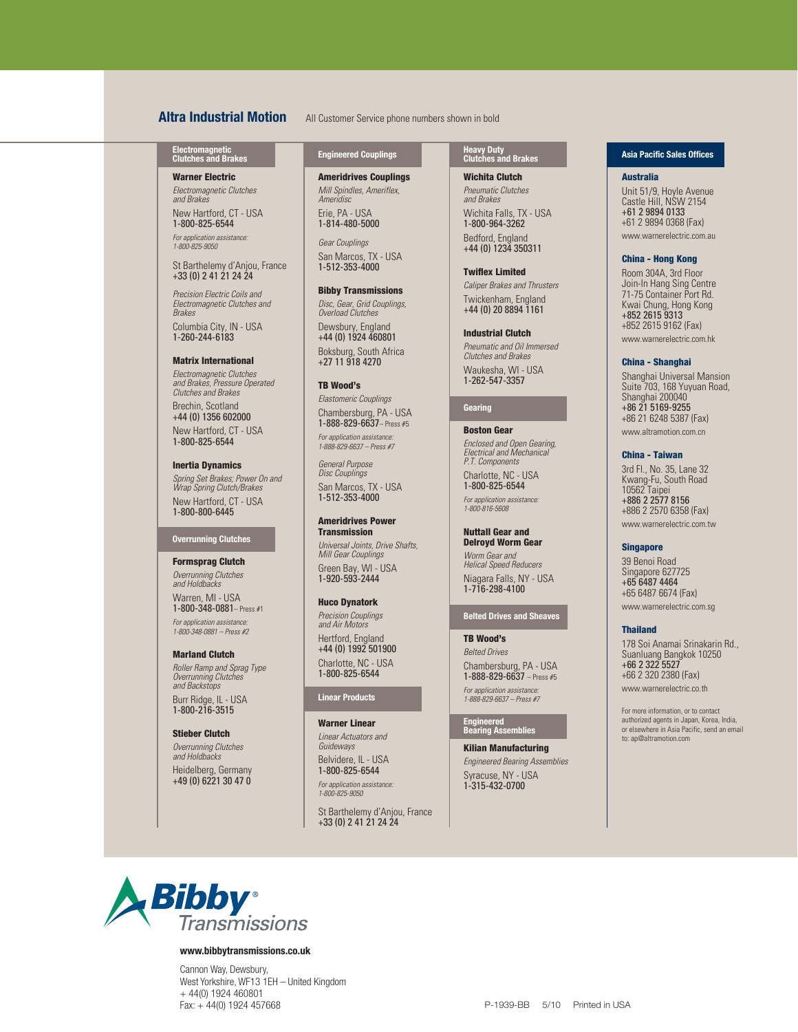## Altra Industrial Motion

All Customer Service phone numbers shown in bold

### Electromagnetic Clutches and Brakes

**Warner Electric**

*Electromagnetic Clutches and Brakes*

New Hartford, CT - USA
**1-800-825-6544**

*For application assistance: 1-800-825-9050*

St Barthelemy d'Anjou, France
**+33 (0) 2 41 21 24 24**

*Precision Electric Coils and Electromagnetic Clutches and Brakes*

Columbia City, IN - USA
**1-260-244-6183**

**Matrix International**

*Electromagnetic Clutches and Brakes, Pressure Operated Clutches and Brakes*

Brechin, Scotland
**+44 (0) 1356 602000**

New Hartford, CT - USA
**1-800-825-6544**

**Inertia Dynamics**

*Spring Set Brakes; Power On and Wrap Spring Clutch/Brakes*

New Hartford, CT - USA
**1-800-800-6445**

### Overrunning Clutches

**Formsprag Clutch**

*Overrunning Clutches and Holdbacks*

Warren, MI - USA
**1-800-348-0881**– Press #1

*For application assistance: 1-800-348-0881 – Press #2*

**Marland Clutch**

*Roller Ramp and Sprag Type Overrunning Clutches and Backstops*

Burr Ridge, IL - USA
**1-800-216-3515**

**Stieber Clutch**

*Overrunning Clutches and Holdbacks*

Heidelberg, Germany
**+49 (0) 6221 30 47 0**

### Engineered Couplings

**Ameridrives Couplings**

*Mill Spindles, Ameriflex, Ameridisc*

Erie, PA - USA
**1-814-480-5000**

*Gear Couplings*

San Marcos, TX - USA
**1-512-353-4000**

**Bibby Transmissions**

*Disc, Gear, Grid Couplings, Overload Clutches*

Dewsbury, England
**+44 (0) 1924 460801**

Boksburg, South Africa
**+27 11 918 4270**

**TB Wood's**

*Elastomeric Couplings*

Chambersburg, PA - USA
**1-888-829-6637**– Press #5

*For application assistance: 1-888-829-6637 – Press #7*

*General Purpose Disc Couplings*

San Marcos, TX - USA
**1-512-353-4000**

**Ameridrives Power Transmission**

*Universal Joints, Drive Shafts, Mill Gear Couplings*

Green Bay, WI - USA
**1-920-593-2444**

**Huco Dynatork**

*Precision Couplings and Air Motors*

Hertford, England
**+44 (0) 1992 501900**

Charlotte, NC - USA
**1-800-825-6544**

### Linear Products

**Warner Linear**

*Linear Actuators and Guideways*

Belvidere, IL - USA
**1-800-825-6544**

*For application assistance: 1-800-825-9050*

St Barthelemy d'Anjou, France
**+33 (0) 2 41 21 24 24**

### Heavy Duty Clutches and Brakes

**Wichita Clutch**

*Pneumatic Clutches and Brakes*

Wichita Falls, TX - USA
**1-800-964-3262**

Bedford, England
**+44 (0) 1234 350311**

**Twiflex Limited**

*Caliper Brakes and Thrusters*

Twickenham, England
**+44 (0) 20 8894 1161**

**Industrial Clutch**

*Pneumatic and Oil Immersed Clutches and Brakes*

Waukesha, WI - USA
**1-262-547-3357**

### Gearing

**Boston Gear**

*Enclosed and Open Gearing, Electrical and Mechanical P.T. Components*

Charlotte, NC - USA
**1-800-825-6544**

*For application assistance: 1-800-816-5608*

**Nuttall Gear and Delroyd Worm Gear**

*Worm Gear and Helical Speed Reducers*

Niagara Falls, NY - USA
**1-716-298-4100**

### Belted Drives and Sheaves

**TB Wood's**

*Belted Drives*

Chambersburg, PA - USA
**1-888-829-6637** – Press #5

*For application assistance: 1-888-829-6637 – Press #7*

### Engineered Bearing Assemblies

**Kilian Manufacturing**

*Engineered Bearing Assemblies*

Syracuse, NY - USA
**1-315-432-0700**

### Asia Pacific Sales Offices

**Australia**

Unit 51/9, Hoyle Avenue
Castle Hill, NSW 2154
**+61 2 9894 0133**
+61 2 9894 0368 (Fax)
www.warnerelectric.com.au

**China - Hong Kong**

Room 304A, 3rd Floor
Join-In Hang Sing Centre
71-75 Container Port Rd.
Kwai Chung, Hong Kong
**+852 2615 9313**
+852 2615 9162 (Fax)
www.warnerelectric.com.hk

**China - Shanghai**

Shanghai Universal Mansion
Suite 703, 168 Yuyuan Road,
Shanghai 200040
**+86 21 5169-9255**
+86 21 6248 5387 (Fax)
www.altramotion.com.cn

**China - Taiwan**

3rd Fl., No. 35, Lane 32
Kwang-Fu, South Road
10562 Taipei
**+886 2 2577 8156**
+886 2 2570 6358 (Fax)
www.warnerelectric.com.tw

**Singapore**

39 Benoi Road
Singapore 627725
**+65 6487 4464**
+65 6487 6674 (Fax)
www.warnerelectric.com.sg

**Thailand**

178 Soi Anamai Srinakarin Rd.,
Suanluang Bangkok 10250
**+66 2 322 5527**
+66 2 320 2380 (Fax)
www.warnerelectric.co.th

For more information, or to contact authorized agents in Japan, Korea, India, or elsewhere in Asia Pacific, send an email to: ap@altramotion.com

---

**Bibby® Transmissions**

**www.bibbytransmissions.co.uk**

Cannon Way, Dewsbury,
West Yorkshire, WF13 1EH – United Kingdom
+ 44(0) 1924 460801
Fax: + 44(0) 1924 457668

P-1939-BB 5/10 Printed in USA